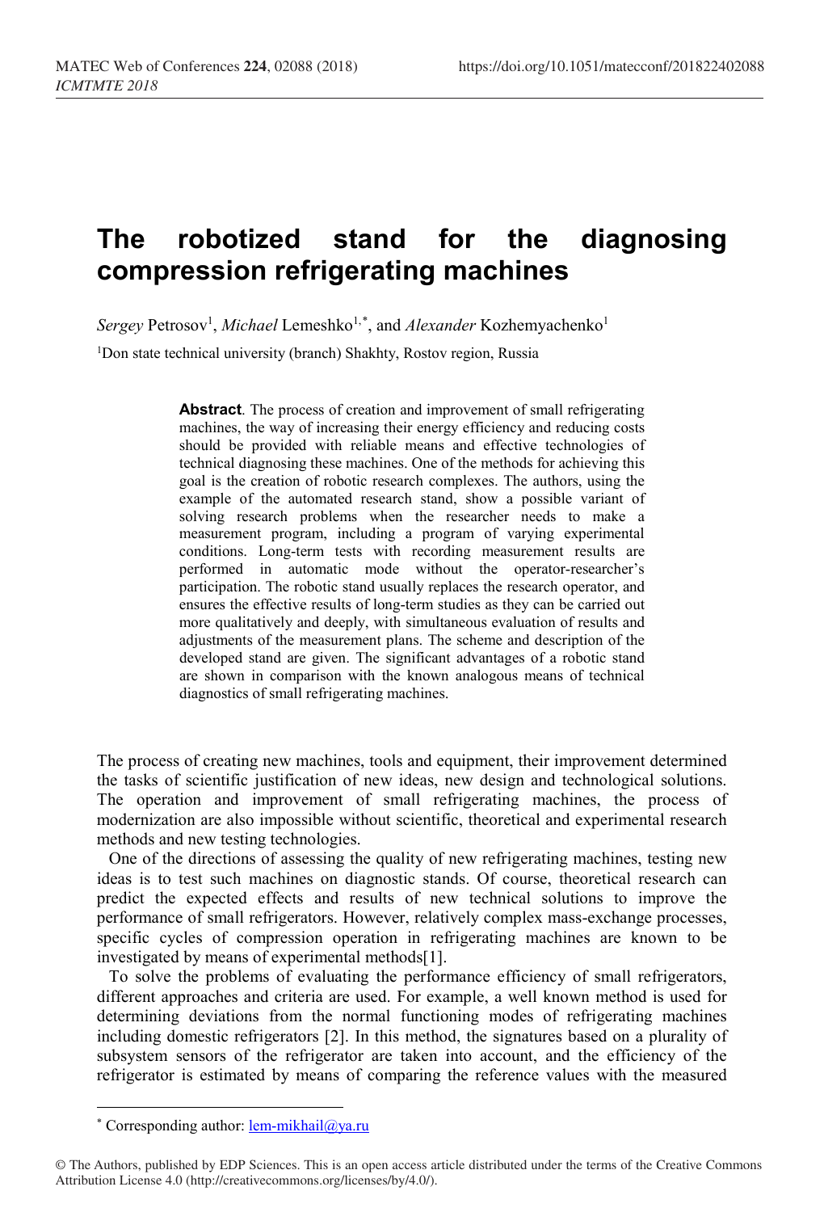# The robotized stand for the diagnosing compression refrigerating machines

*Sergey* Petrosov[1], *Michael* Lemeshko[1,*], and *Alexander* Kozhemyachenko[1]

[1]Don state technical university (branch) Shakhty, Rostov region, Russia

**Abstract**. The process of creation and improvement of small refrigerating machines, the way of increasing their energy efficiency and reducing costs should be provided with reliable means and effective technologies of technical diagnosing these machines. One of the methods for achieving this goal is the creation of robotic research complexes. The authors, using the example of the automated research stand, show a possible variant of solving research problems when the researcher needs to make a measurement program, including a program of varying experimental conditions. Long-term tests with recording measurement results are performed in automatic mode without the operator-researcher's participation. The robotic stand usually replaces the research operator, and ensures the effective results of long-term studies as they can be carried out more qualitatively and deeply, with simultaneous evaluation of results and adjustments of the measurement plans. The scheme and description of the developed stand are given. The significant advantages of a robotic stand are shown in comparison with the known analogous means of technical diagnostics of small refrigerating machines.

The process of creating new machines, tools and equipment, their improvement determined the tasks of scientific justification of new ideas, new design and technological solutions. The operation and improvement of small refrigerating machines, the process of modernization are also impossible without scientific, theoretical and experimental research methods and new testing technologies.

One of the directions of assessing the quality of new refrigerating machines, testing new ideas is to test such machines on diagnostic stands. Of course, theoretical research can predict the expected effects and results of new technical solutions to improve the performance of small refrigerators. However, relatively complex mass-exchange processes, specific cycles of compression operation in refrigerating machines are known to be investigated by means of experimental methods[1].

To solve the problems of evaluating the performance efficiency of small refrigerators, different approaches and criteria are used. For example, a well known method is used for determining deviations from the normal functioning modes of refrigerating machines including domestic refrigerators [2]. In this method, the signatures based on a plurality of subsystem sensors of the refrigerator are taken into account, and the efficiency of the refrigerator is estimated by means of comparing the reference values with the measured

* Corresponding author: lem-mikhail@ya.ru

© The Authors, published by EDP Sciences. This is an open access article distributed under the terms of the Creative Commons Attribution License 4.0 (http://creativecommons.org/licenses/by/4.0/).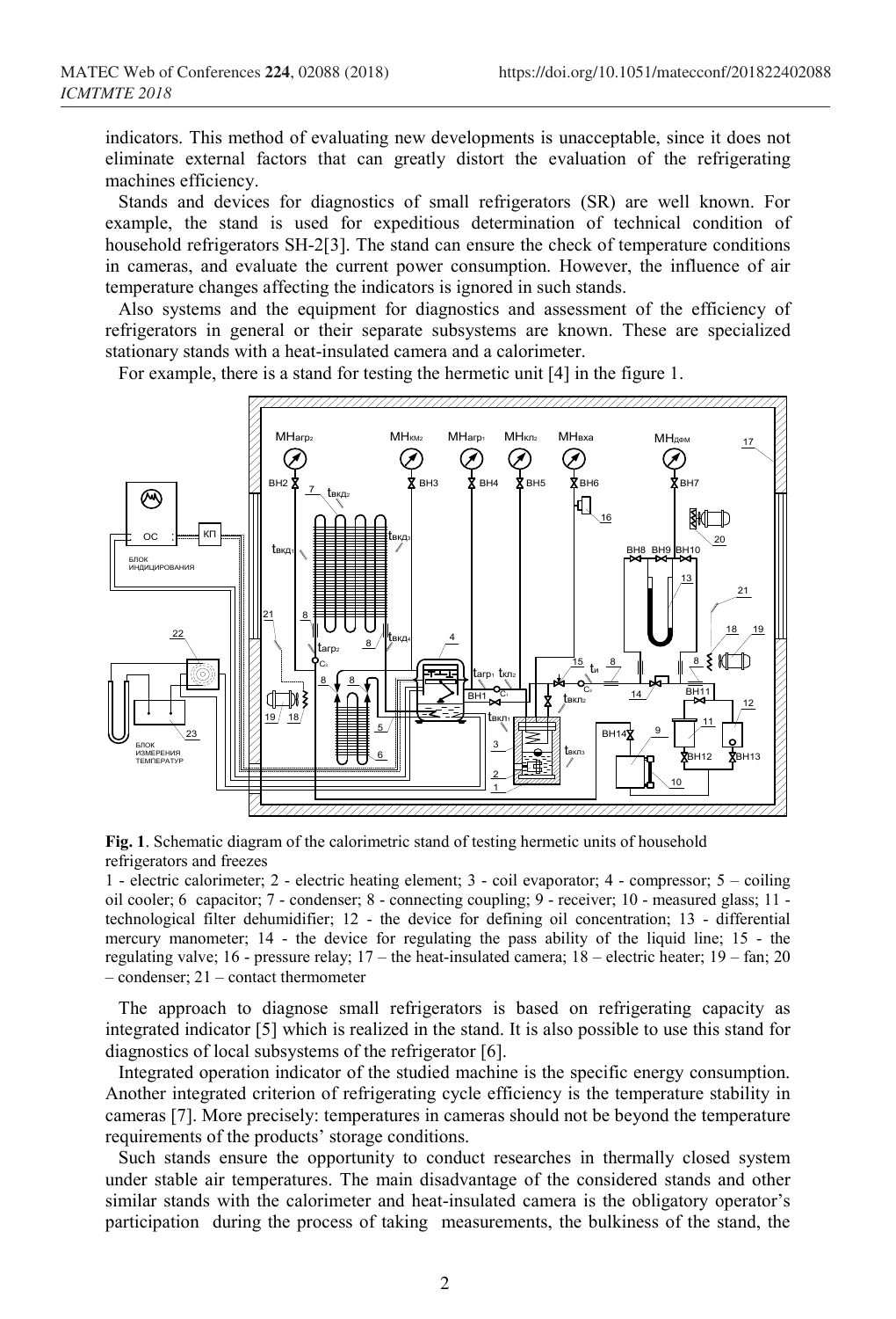indicators. This method of evaluating new developments is unacceptable, since it does not eliminate external factors that can greatly distort the evaluation of the refrigerating machines efficiency.

Stands and devices for diagnostics of small refrigerators (SR) are well known. For example, the stand is used for expeditious determination of technical condition of household refrigerators SH-2[3]. The stand can ensure the check of temperature conditions in cameras, and evaluate the current power consumption. However, the influence of air temperature changes affecting the indicators is ignored in such stands.

Also systems and the equipment for diagnostics and assessment of the efficiency of refrigerators in general or their separate subsystems are known. These are specialized stationary stands with a heat-insulated camera and a calorimeter.

For example, there is a stand for testing the hermetic unit [4] in the figure 1.

**Fig. 1**. Schematic diagram of the calorimetric stand of testing hermetic units of household refrigerators and freezes

1 - electric calorimeter; 2 - electric heating element; 3 - coil evaporator; 4 - compressor; 5 – coiling oil cooler; 6 capacitor; 7 - condenser; 8 - connecting coupling; 9 - receiver; 10 - measured glass; 11 - technological filter dehumidifier; 12 - the device for defining oil concentration; 13 - differential mercury manometer; 14 - the device for regulating the pass ability of the liquid line; 15 - the regulating valve; 16 - pressure relay; 17 – the heat-insulated camera; 18 – electric heater; 19 – fan; 20 – condenser; 21 – contact thermometer

The approach to diagnose small refrigerators is based on refrigerating capacity as integrated indicator [5] which is realized in the stand. It is also possible to use this stand for diagnostics of local subsystems of the refrigerator [6].

Integrated operation indicator of the studied machine is the specific energy consumption. Another integrated criterion of refrigerating cycle efficiency is the temperature stability in cameras [7]. More precisely: temperatures in cameras should not be beyond the temperature requirements of the products' storage conditions.

Such stands ensure the opportunity to conduct researches in thermally closed system under stable air temperatures. The main disadvantage of the considered stands and other similar stands with the calorimeter and heat-insulated camera is the obligatory operator's participation during the process of taking measurements, the bulkiness of the stand, the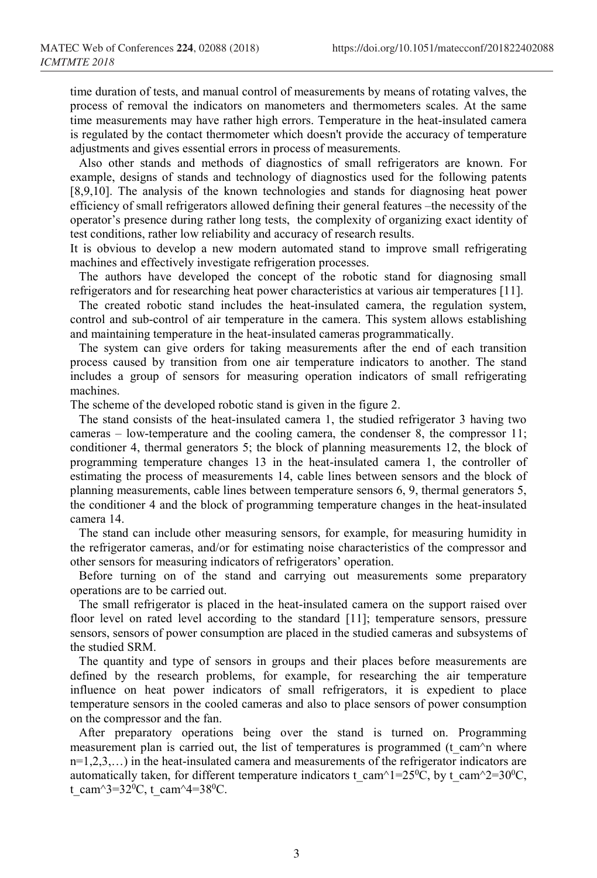time duration of tests, and manual control of measurements by means of rotating valves, the process of removal the indicators on manometers and thermometers scales. At the same time measurements may have rather high errors. Temperature in the heat-insulated camera is regulated by the contact thermometer which doesn't provide the accuracy of temperature adjustments and gives essential errors in process of measurements.

Also other stands and methods of diagnostics of small refrigerators are known. For example, designs of stands and technology of diagnostics used for the following patents [8,9,10]. The analysis of the known technologies and stands for diagnosing heat power efficiency of small refrigerators allowed defining their general features –the necessity of the operator's presence during rather long tests, the complexity of organizing exact identity of test conditions, rather low reliability and accuracy of research results.

It is obvious to develop a new modern automated stand to improve small refrigerating machines and effectively investigate refrigeration processes.

The authors have developed the concept of the robotic stand for diagnosing small refrigerators and for researching heat power characteristics at various air temperatures [11].

The created robotic stand includes the heat-insulated camera, the regulation system, control and sub-control of air temperature in the camera. This system allows establishing and maintaining temperature in the heat-insulated cameras programmatically.

The system can give orders for taking measurements after the end of each transition process caused by transition from one air temperature indicators to another. The stand includes a group of sensors for measuring operation indicators of small refrigerating machines.

The scheme of the developed robotic stand is given in the figure 2.

The stand consists of the heat-insulated camera 1, the studied refrigerator 3 having two cameras – low-temperature and the cooling camera, the condenser 8, the compressor 11; conditioner 4, thermal generators 5; the block of planning measurements 12, the block of programming temperature changes 13 in the heat-insulated camera 1, the controller of estimating the process of measurements 14, cable lines between sensors and the block of planning measurements, cable lines between temperature sensors 6, 9, thermal generators 5, the conditioner 4 and the block of programming temperature changes in the heat-insulated camera 14.

The stand can include other measuring sensors, for example, for measuring humidity in the refrigerator cameras, and/or for estimating noise characteristics of the compressor and other sensors for measuring indicators of refrigerators' operation.

Before turning on of the stand and carrying out measurements some preparatory operations are to be carried out.

The small refrigerator is placed in the heat-insulated camera on the support raised over floor level on rated level according to the standard [11]; temperature sensors, pressure sensors, sensors of power consumption are placed in the studied cameras and subsystems of the studied SRM.

The quantity and type of sensors in groups and their places before measurements are defined by the research problems, for example, for researching the air temperature influence on heat power indicators of small refrigerators, it is expedient to place temperature sensors in the cooled cameras and also to place sensors of power consumption on the compressor and the fan.

After preparatory operations being over the stand is turned on. Programming measurement plan is carried out, the list of temperatures is programmed ($t_{cam}^n$ where $n=1,2,3,\ldots$) in the heat-insulated camera and measurements of the refrigerator indicators are automatically taken, for different temperature indicators $t_{cam}^1=25^0C$, by $t_{cam}^2=30^0C$, $t_{cam}^3=32^0C$, $t_{cam}^4=38^0C$.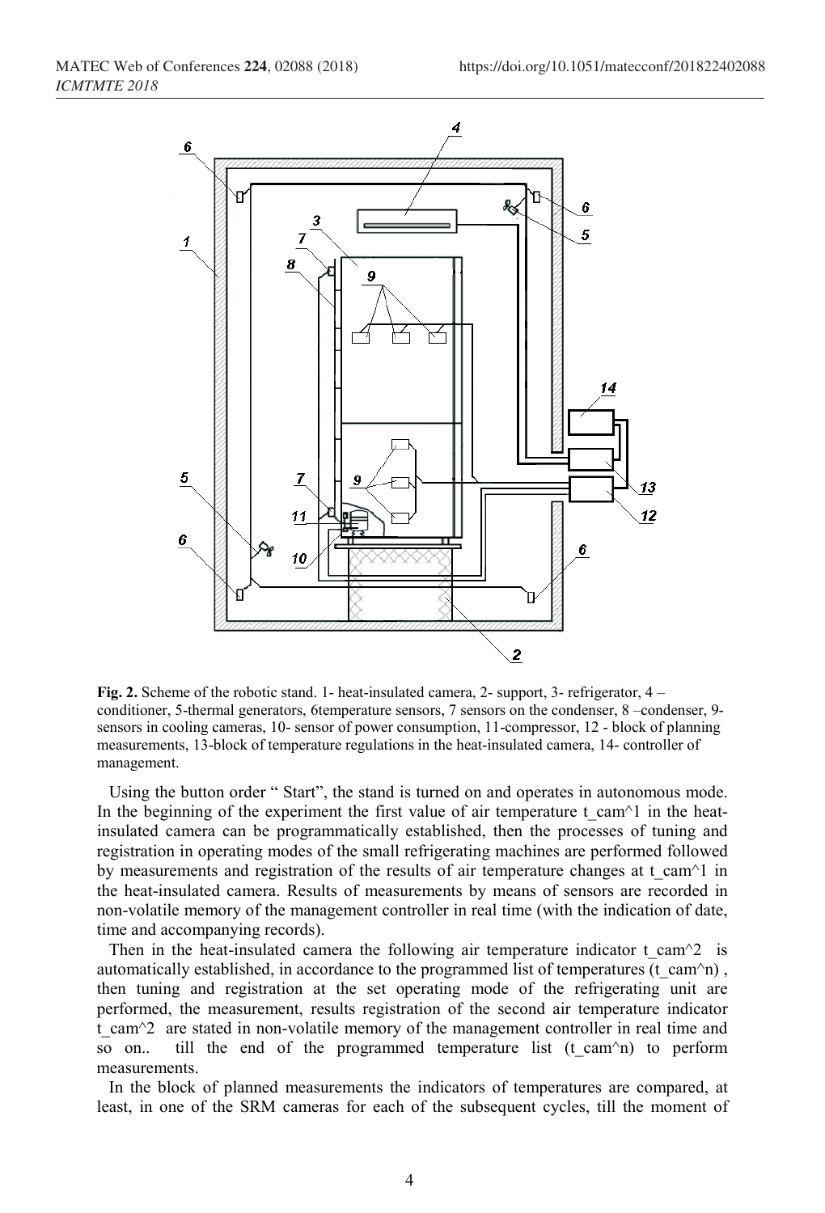**Fig. 2.** Scheme of the robotic stand. 1- heat-insulated camera, 2- support, 3- refrigerator, 4 – conditioner, 5-thermal generators, 6temperature sensors, 7 sensors on the condenser, 8 –condenser, 9- sensors in cooling cameras, 10- sensor of power consumption, 11-compressor, 12 - block of planning measurements, 13-block of temperature regulations in the heat-insulated camera, 14- controller of management.

Using the button order " Start", the stand is turned on and operates in autonomous mode. In the beginning of the experiment the first value of air temperature $t_{cam}^1$ in the heat-insulated camera can be programmatically established, then the processes of tuning and registration in operating modes of the small refrigerating machines are performed followed by measurements and registration of the results of air temperature changes at $t_{cam}^1$ in the heat-insulated camera. Results of measurements by means of sensors are recorded in non-volatile memory of the management controller in real time (with the indication of date, time and accompanying records).

Then in the heat-insulated camera the following air temperature indicator $t_{cam}^2$ is automatically established, in accordance to the programmed list of temperatures ($t_{cam}^n$) , then tuning and registration at the set operating mode of the refrigerating unit are performed, the measurement, results registration of the second air temperature indicator $t_{cam}^2$ are stated in non-volatile memory of the management controller in real time and so on.. till the end of the programmed temperature list ($t_{cam}^n$) to perform measurements.

In the block of planned measurements the indicators of temperatures are compared, at least, in one of the SRM cameras for each of the subsequent cycles, till the moment of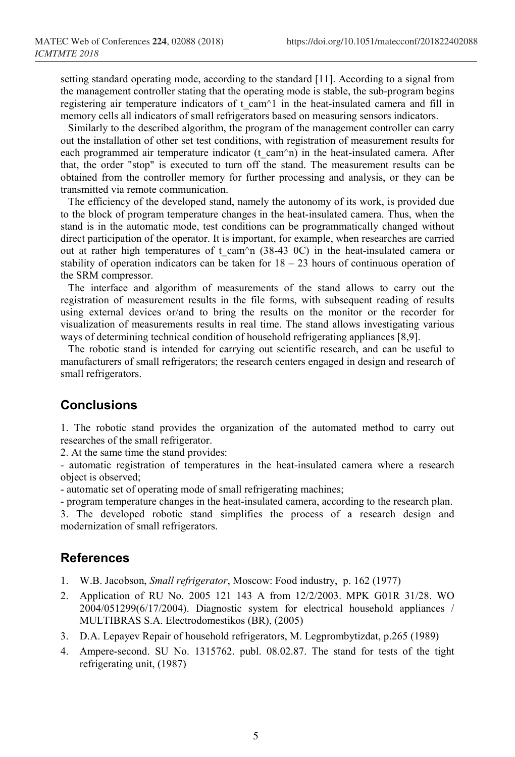setting standard operating mode, according to the standard [11]. According to a signal from the management controller stating that the operating mode is stable, the sub-program begins registering air temperature indicators of $t_{cam}^1$ in the heat-insulated camera and fill in memory cells all indicators of small refrigerators based on measuring sensors indicators.

Similarly to the described algorithm, the program of the management controller can carry out the installation of other set test conditions, with registration of measurement results for each programmed air temperature indicator ($t_{cam}^n$) in the heat-insulated camera. After that, the order "stop" is executed to turn off the stand. The measurement results can be obtained from the controller memory for further processing and analysis, or they can be transmitted via remote communication.

The efficiency of the developed stand, namely the autonomy of its work, is provided due to the block of program temperature changes in the heat-insulated camera. Thus, when the stand is in the automatic mode, test conditions can be programmatically changed without direct participation of the operator. It is important, for example, when researches are carried out at rather high temperatures of $t_{cam}^n$ (38-43 0C) in the heat-insulated camera or stability of operation indicators can be taken for 18 – 23 hours of continuous operation of the SRM compressor.

The interface and algorithm of measurements of the stand allows to carry out the registration of measurement results in the file forms, with subsequent reading of results using external devices or/and to bring the results on the monitor or the recorder for visualization of measurements results in real time. The stand allows investigating various ways of determining technical condition of household refrigerating appliances [8,9].

The robotic stand is intended for carrying out scientific research, and can be useful to manufacturers of small refrigerators; the research centers engaged in design and research of small refrigerators.

## Conclusions

1. The robotic stand provides the organization of the automated method to carry out researches of the small refrigerator.
2. At the same time the stand provides:
- automatic registration of temperatures in the heat-insulated camera where a research object is observed;
- automatic set of operating mode of small refrigerating machines;
- program temperature changes in the heat-insulated camera, according to the research plan.
3. The developed robotic stand simplifies the process of a research design and modernization of small refrigerators.

## References

1. W.B. Jacobson, *Small refrigerator*, Moscow: Food industry, p. 162 (1977)
2. Application of RU No. 2005 121 143 A from 12/2/2003. MPK G01R 31/28. WO 2004/051299(6/17/2004). Diagnostic system for electrical household appliances / MULTIBRAS S.A. Electrodomestikos (BR), (2005)
3. D.A. Lepayev Repair of household refrigerators, M. Legprombytizdat, p.265 (1989)
4. Ampere-second. SU No. 1315762. publ. 08.02.87. The stand for tests of the tight refrigerating unit, (1987)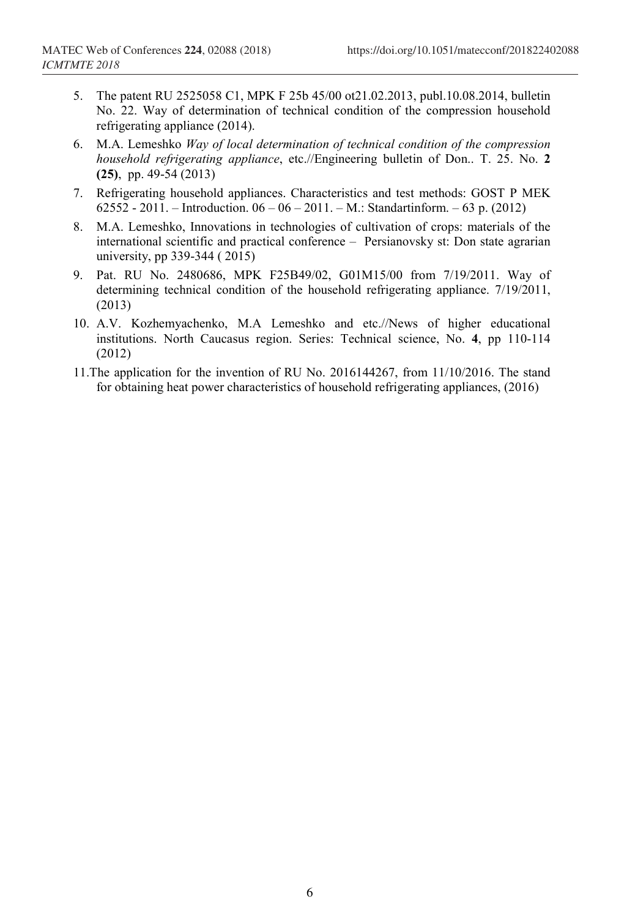5. The patent RU 2525058 C1, MPK F 25b 45/00 ot21.02.2013, publ.10.08.2014, bulletin No. 22. Way of determination of technical condition of the compression household refrigerating appliance (2014).
6. M.A. Lemeshko *Way of local determination of technical condition of the compression household refrigerating appliance*, etc.//Engineering bulletin of Don.. T. 25. No. **2 (25)**, pp. 49-54 (2013)
7. Refrigerating household appliances. Characteristics and test methods: GOST P MEK 62552 - 2011. – Introduction. 06 – 06 – 2011. – M.: Standartinform. – 63 p. (2012)
8. M.A. Lemeshko, Innovations in technologies of cultivation of crops: materials of the international scientific and practical conference – Persianovsky st: Don state agrarian university, pp 339-344 ( 2015)
9. Pat. RU No. 2480686, MPK F25B49/02, G01M15/00 from 7/19/2011. Way of determining technical condition of the household refrigerating appliance. 7/19/2011, (2013)
10. A.V. Kozhemyachenko, M.A Lemeshko and etc.//News of higher educational institutions. North Caucasus region. Series: Technical science, No. **4**, pp 110-114 (2012)
11. The application for the invention of RU No. 2016144267, from 11/10/2016. The stand for obtaining heat power characteristics of household refrigerating appliances, (2016)